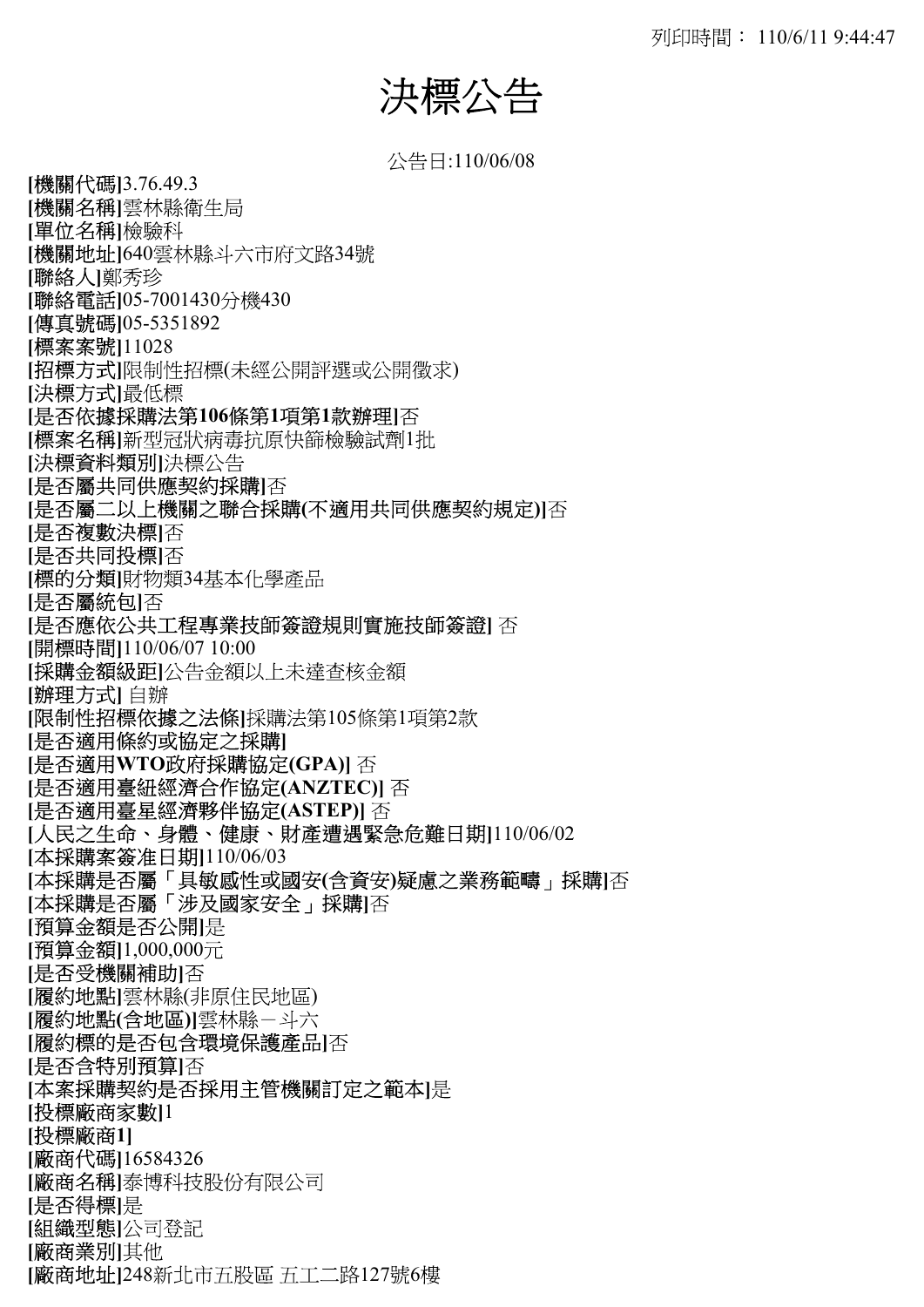列印時間： 110/6/11 9:44:47

# 決標公告

公告日:110/06/08

**[機關代碼]**3.76.49.3
**[機關名稱]**雲林縣衛生局
**[單位名稱]**檢驗科
**[機關地址]**640雲林縣斗六市府文路34號
**[聯絡人]**鄭秀珍
**[聯絡電話]**05-7001430分機430
**[傳真號碼]**05-5351892
**[標案案號]**11028
**[招標方式]**限制性招標(未經公開評選或公開徵求)
**[決標方式]**最低標
**[是否依據採購法第106條第1項第1款辦理]**否
**[標案名稱]**新型冠狀病毒抗原快篩檢驗試劑1批
**[決標資料類別]**決標公告
**[是否屬共同供應契約採購]**否
**[是否屬二以上機關之聯合採購(不適用共同供應契約規定)]**否
**[是否複數決標]**否
**[是否共同投標]**否
**[標的分類]**財物類34基本化學產品
**[是否屬統包]**否
**[是否應依公共工程專業技師簽證規則實施技師簽證]** 否
**[開標時間]**110/06/07 10:00
**[採購金額級距]**公告金額以上未達查核金額
**[辦理方式]** 自辦
**[限制性招標依據之法條]**採購法第105條第1項第2款
**[是否適用條約或協定之採購]**
**[是否適用WTO政府採購協定(GPA)]** 否
**[是否適用臺紐經濟合作協定(ANZTEC)]** 否
**[是否適用臺星經濟夥伴協定(ASTEP)]** 否
**[人民之生命、身體、健康、財產遭遇緊急危難日期]**110/06/02
**[本採購案簽准日期]**110/06/03
**[本採購是否屬「具敏感性或國安(含資安)疑慮之業務範疇」採購]**否
**[本採購是否屬「涉及國家安全」採購]**否
**[預算金額是否公開]**是
**[預算金額]**1,000,000元
**[是否受機關補助]**否
**[履約地點]**雲林縣(非原住民地區)
**[履約地點(含地區)]**雲林縣－斗六
**[履約標的是否包含環境保護產品]**否
**[是否含特別預算]**否
**[本案採購契約是否採用主管機關訂定之範本]**是
**[投標廠商家數]**1
**[投標廠商1]**
**[廠商代碼]**16584326
**[廠商名稱]**泰博科技股份有限公司
**[是否得標]**是
**[組織型態]**公司登記
**[廠商業別]**其他
**[廠商地址]**248新北市五股區 五工二路127號6樓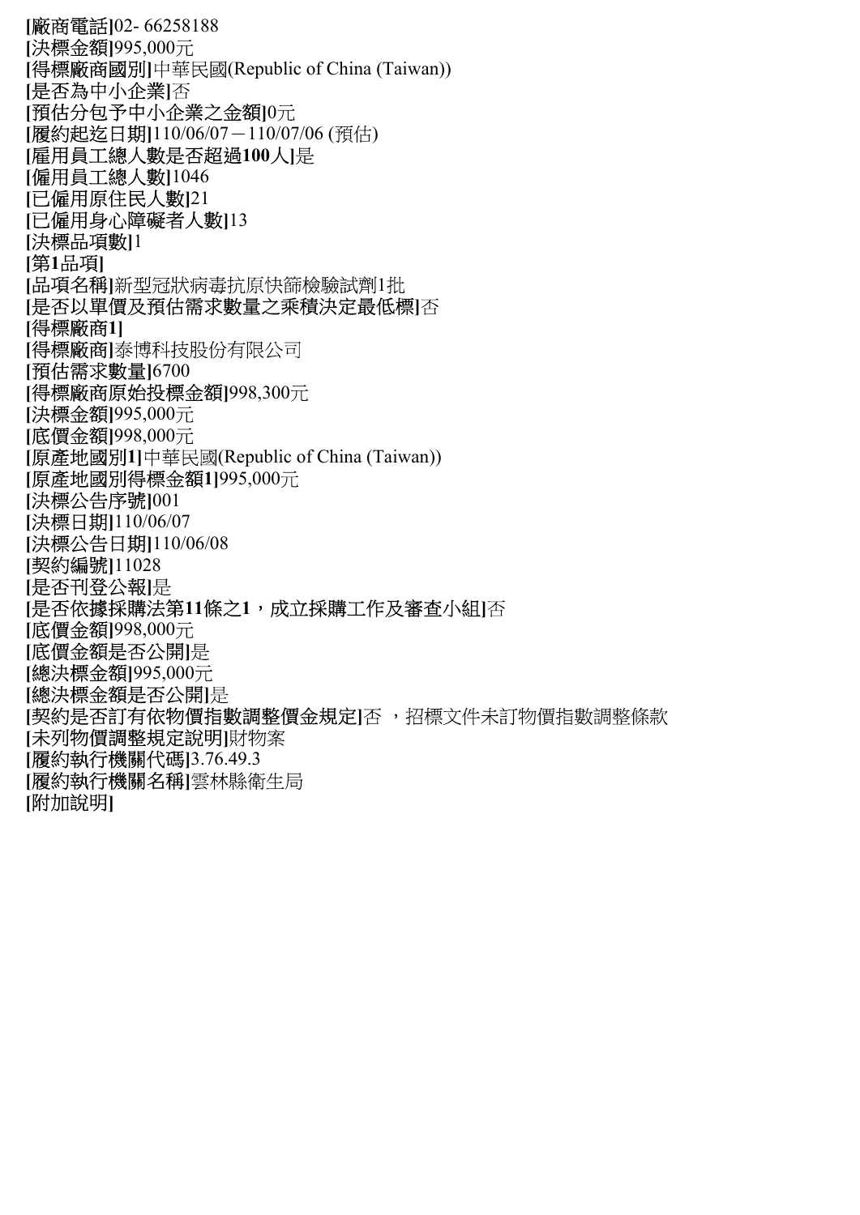**[廠商電話]**02- 66258188
**[決標金額]**995,000元
**[得標廠商國別]**中華民國(Republic of China (Taiwan))
**[是否為中小企業]**否
**[預估分包予中小企業之金額]**0元
**[履約起迄日期]**110/06/07－110/07/06 (預估)
**[雇用員工總人數是否超過100人]**是
**[僱用員工總人數]**1046
**[已僱用原住民人數]**21
**[已僱用身心障礙者人數]**13
**[決標品項數]**1
**[第1品項]**
**[品項名稱]**新型冠狀病毒抗原快篩檢驗試劑1批
**[是否以單價及預估需求數量之乘積決定最低標]**否
**[得標廠商1]**
**[得標廠商]**泰博科技股份有限公司
**[預估需求數量]**6700
**[得標廠商原始投標金額]**998,300元
**[決標金額]**995,000元
**[底價金額]**998,000元
**[原產地國別1]**中華民國(Republic of China (Taiwan))
**[原產地國別得標金額1]**995,000元
**[決標公告序號]**001
**[決標日期]**110/06/07
**[決標公告日期]**110/06/08
**[契約編號]**11028
**[是否刊登公報]**是
**[是否依據採購法第11條之1，成立採購工作及審查小組]**否
**[底價金額]**998,000元
**[底價金額是否公開]**是
**[總決標金額]**995,000元
**[總決標金額是否公開]**是
**[契約是否訂有依物價指數調整價金規定]**否 ，招標文件未訂物價指數調整條款
**[未列物價調整規定說明]**財物案
**[履約執行機關代碼]**3.76.49.3
**[履約執行機關名稱]**雲林縣衛生局
**[附加說明]**